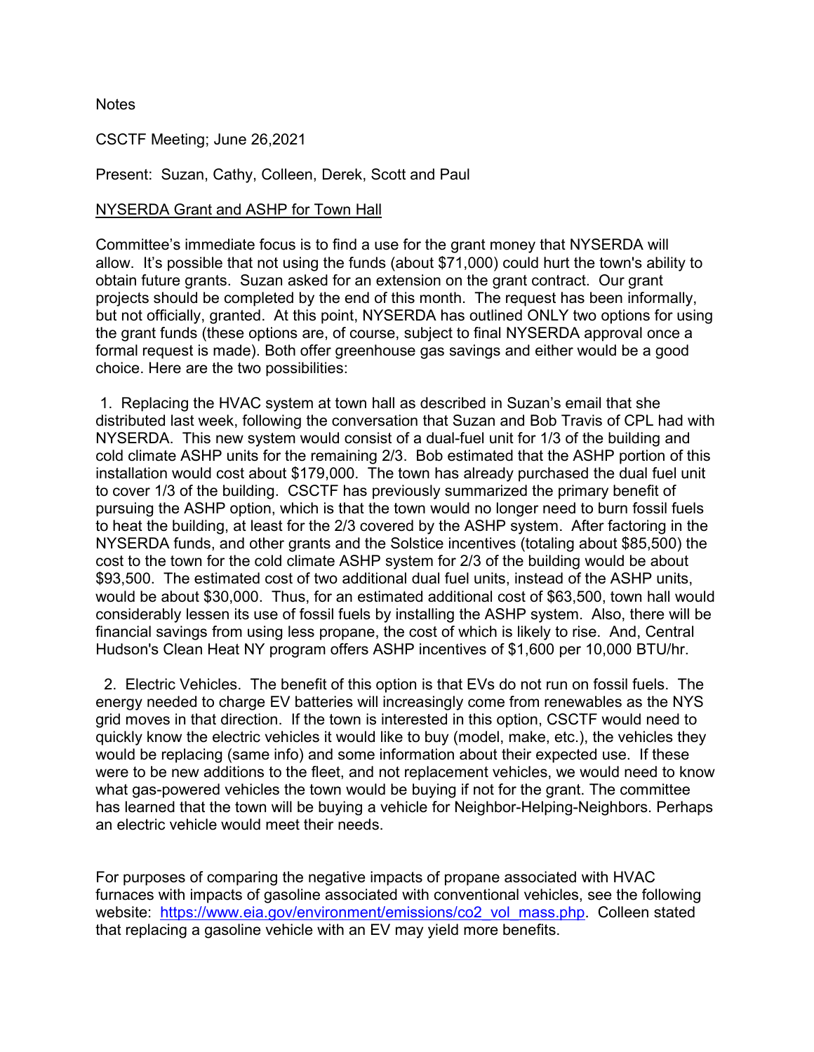Notes

CSCTF Meeting; June 26,2021

Present: Suzan, Cathy, Colleen, Derek, Scott and Paul

NYSERDA Grant and ASHP for Town Hall

Committee's immediate focus is to find a use for the grant money that NYSERDA will allow. It's possible that not using the funds (about $71,000) could hurt the town's ability to obtain future grants. Suzan asked for an extension on the grant contract. Our grant projects should be completed by the end of this month. The request has been informally, but not officially, granted. At this point, NYSERDA has outlined ONLY two options for using the grant funds (these options are, of course, subject to final NYSERDA approval once a formal request is made). Both offer greenhouse gas savings and either would be a good choice. Here are the two possibilities:

1. Replacing the HVAC system at town hall as described in Suzan's email that she distributed last week, following the conversation that Suzan and Bob Travis of CPL had with NYSERDA. This new system would consist of a dual-fuel unit for 1/3 of the building and cold climate ASHP units for the remaining 2/3. Bob estimated that the ASHP portion of this installation would cost about $179,000. The town has already purchased the dual fuel unit to cover 1/3 of the building. CSCTF has previously summarized the primary benefit of pursuing the ASHP option, which is that the town would no longer need to burn fossil fuels to heat the building, at least for the 2/3 covered by the ASHP system. After factoring in the NYSERDA funds, and other grants and the Solstice incentives (totaling about $85,500) the cost to the town for the cold climate ASHP system for 2/3 of the building would be about $93,500. The estimated cost of two additional dual fuel units, instead of the ASHP units, would be about $30,000. Thus, for an estimated additional cost of $63,500, town hall would considerably lessen its use of fossil fuels by installing the ASHP system. Also, there will be financial savings from using less propane, the cost of which is likely to rise. And, Central Hudson's Clean Heat NY program offers ASHP incentives of $1,600 per 10,000 BTU/hr.

2. Electric Vehicles. The benefit of this option is that EVs do not run on fossil fuels. The energy needed to charge EV batteries will increasingly come from renewables as the NYS grid moves in that direction. If the town is interested in this option, CSCTF would need to quickly know the electric vehicles it would like to buy (model, make, etc.), the vehicles they would be replacing (same info) and some information about their expected use. If these were to be new additions to the fleet, and not replacement vehicles, we would need to know what gas-powered vehicles the town would be buying if not for the grant. The committee has learned that the town will be buying a vehicle for Neighbor-Helping-Neighbors. Perhaps an electric vehicle would meet their needs.

For purposes of comparing the negative impacts of propane associated with HVAC furnaces with impacts of gasoline associated with conventional vehicles, see the following website: https://www.eia.gov/environment/emissions/co2_vol_mass.php. Colleen stated that replacing a gasoline vehicle with an EV may yield more benefits.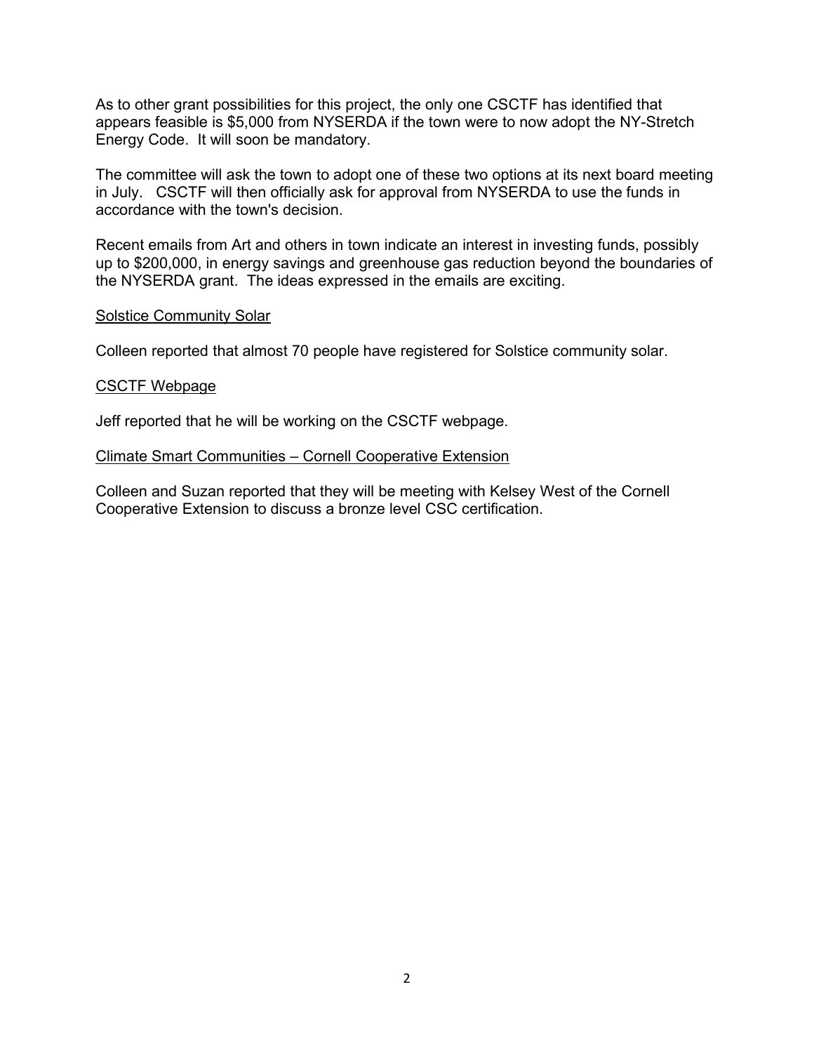As to other grant possibilities for this project, the only one CSCTF has identified that appears feasible is $5,000 from NYSERDA if the town were to now adopt the NY-Stretch Energy Code. It will soon be mandatory.

The committee will ask the town to adopt one of these two options at its next board meeting in July. CSCTF will then officially ask for approval from NYSERDA to use the funds in accordance with the town's decision.

Recent emails from Art and others in town indicate an interest in investing funds, possibly up to $200,000, in energy savings and greenhouse gas reduction beyond the boundaries of the NYSERDA grant. The ideas expressed in the emails are exciting.

<u>Solstice Community Solar</u>

Colleen reported that almost 70 people have registered for Solstice community solar.

<u>CSCTF Webpage</u>

Jeff reported that he will be working on the CSCTF webpage.

<u>Climate Smart Communities – Cornell Cooperative Extension</u>

Colleen and Suzan reported that they will be meeting with Kelsey West of the Cornell Cooperative Extension to discuss a bronze level CSC certification.